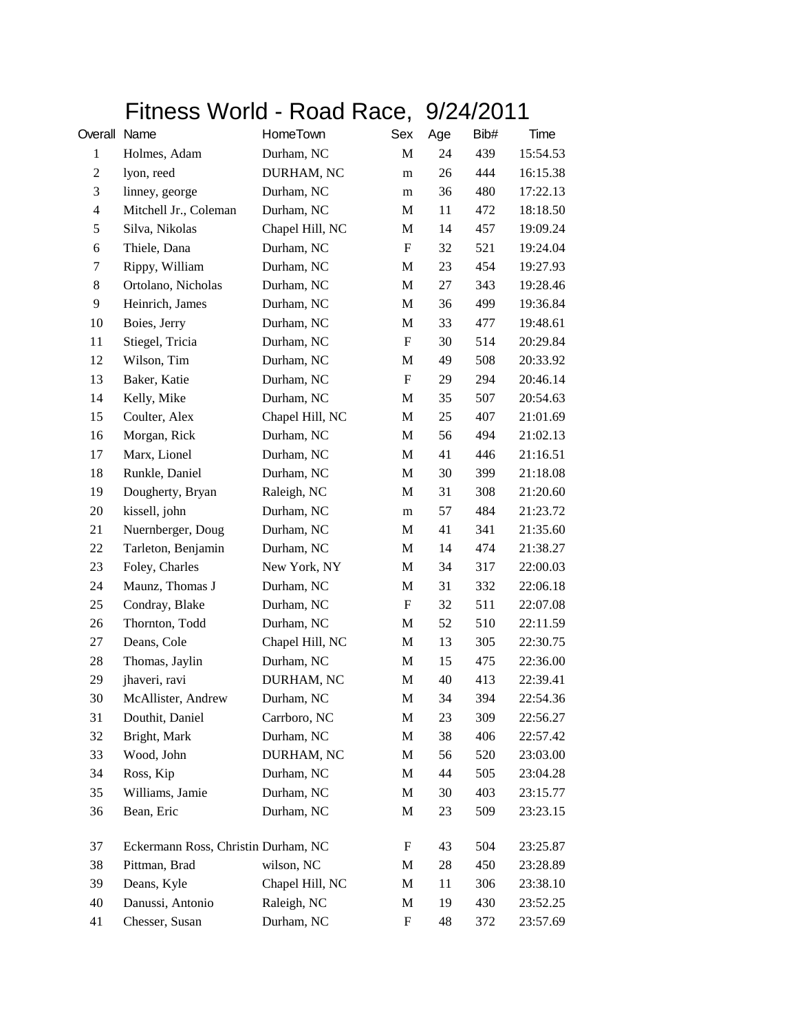# Fitness World - Road Race, 9/24/2011

| Overall | Name | HomeTown | Sex | Age | Bib# | Time |
|---|---|---|---|---|---|---|
| 1 | Holmes, Adam | Durham, NC | M | 24 | 439 | 15:54.53 |
| 2 | lyon, reed | DURHAM, NC | m | 26 | 444 | 16:15.38 |
| 3 | linney, george | Durham, NC | m | 36 | 480 | 17:22.13 |
| 4 | Mitchell Jr., Coleman | Durham, NC | M | 11 | 472 | 18:18.50 |
| 5 | Silva, Nikolas | Chapel Hill, NC | M | 14 | 457 | 19:09.24 |
| 6 | Thiele, Dana | Durham, NC | F | 32 | 521 | 19:24.04 |
| 7 | Rippy, William | Durham, NC | M | 23 | 454 | 19:27.93 |
| 8 | Ortolano, Nicholas | Durham, NC | M | 27 | 343 | 19:28.46 |
| 9 | Heinrich, James | Durham, NC | M | 36 | 499 | 19:36.84 |
| 10 | Boies, Jerry | Durham, NC | M | 33 | 477 | 19:48.61 |
| 11 | Stiegel, Tricia | Durham, NC | F | 30 | 514 | 20:29.84 |
| 12 | Wilson, Tim | Durham, NC | M | 49 | 508 | 20:33.92 |
| 13 | Baker, Katie | Durham, NC | F | 29 | 294 | 20:46.14 |
| 14 | Kelly, Mike | Durham, NC | M | 35 | 507 | 20:54.63 |
| 15 | Coulter, Alex | Chapel Hill, NC | M | 25 | 407 | 21:01.69 |
| 16 | Morgan, Rick | Durham, NC | M | 56 | 494 | 21:02.13 |
| 17 | Marx, Lionel | Durham, NC | M | 41 | 446 | 21:16.51 |
| 18 | Runkle, Daniel | Durham, NC | M | 30 | 399 | 21:18.08 |
| 19 | Dougherty, Bryan | Raleigh, NC | M | 31 | 308 | 21:20.60 |
| 20 | kissell, john | Durham, NC | m | 57 | 484 | 21:23.72 |
| 21 | Nuernberger, Doug | Durham, NC | M | 41 | 341 | 21:35.60 |
| 22 | Tarleton, Benjamin | Durham, NC | M | 14 | 474 | 21:38.27 |
| 23 | Foley, Charles | New York, NY | M | 34 | 317 | 22:00.03 |
| 24 | Maunz, Thomas J | Durham, NC | M | 31 | 332 | 22:06.18 |
| 25 | Condray, Blake | Durham, NC | F | 32 | 511 | 22:07.08 |
| 26 | Thornton, Todd | Durham, NC | M | 52 | 510 | 22:11.59 |
| 27 | Deans, Cole | Chapel Hill, NC | M | 13 | 305 | 22:30.75 |
| 28 | Thomas, Jaylin | Durham, NC | M | 15 | 475 | 22:36.00 |
| 29 | jhaveri, ravi | DURHAM, NC | M | 40 | 413 | 22:39.41 |
| 30 | McAllister, Andrew | Durham, NC | M | 34 | 394 | 22:54.36 |
| 31 | Douthit, Daniel | Carrboro, NC | M | 23 | 309 | 22:56.27 |
| 32 | Bright, Mark | Durham, NC | M | 38 | 406 | 22:57.42 |
| 33 | Wood, John | DURHAM, NC | M | 56 | 520 | 23:03.00 |
| 34 | Ross, Kip | Durham, NC | M | 44 | 505 | 23:04.28 |
| 35 | Williams, Jamie | Durham, NC | M | 30 | 403 | 23:15.77 |
| 36 | Bean, Eric | Durham, NC | M | 23 | 509 | 23:23.15 |
| 37 | Eckermann Ross, Christin | Durham, NC | F | 43 | 504 | 23:25.87 |
| 38 | Pittman, Brad | wilson, NC | M | 28 | 450 | 23:28.89 |
| 39 | Deans, Kyle | Chapel Hill, NC | M | 11 | 306 | 23:38.10 |
| 40 | Danussi, Antonio | Raleigh, NC | M | 19 | 430 | 23:52.25 |
| 41 | Chesser, Susan | Durham, NC | F | 48 | 372 | 23:57.69 |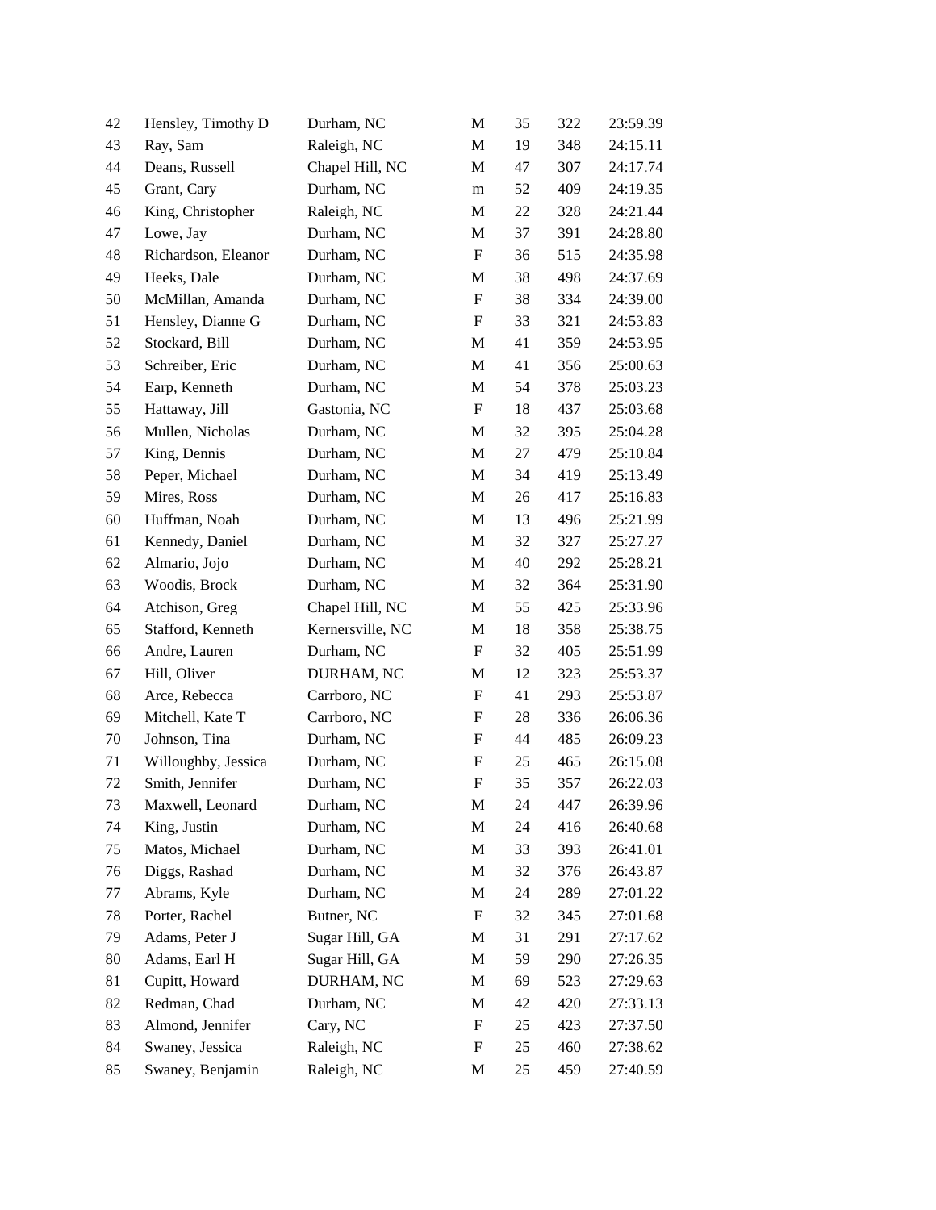| | | | | | | |
|---|---|---|---|---|---|---|
| 42 | Hensley, Timothy D | Durham, NC | M | 35 | 322 | 23:59.39 |
| 43 | Ray, Sam | Raleigh, NC | M | 19 | 348 | 24:15.11 |
| 44 | Deans, Russell | Chapel Hill, NC | M | 47 | 307 | 24:17.74 |
| 45 | Grant, Cary | Durham, NC | m | 52 | 409 | 24:19.35 |
| 46 | King, Christopher | Raleigh, NC | M | 22 | 328 | 24:21.44 |
| 47 | Lowe, Jay | Durham, NC | M | 37 | 391 | 24:28.80 |
| 48 | Richardson, Eleanor | Durham, NC | F | 36 | 515 | 24:35.98 |
| 49 | Heeks, Dale | Durham, NC | M | 38 | 498 | 24:37.69 |
| 50 | McMillan, Amanda | Durham, NC | F | 38 | 334 | 24:39.00 |
| 51 | Hensley, Dianne G | Durham, NC | F | 33 | 321 | 24:53.83 |
| 52 | Stockard, Bill | Durham, NC | M | 41 | 359 | 24:53.95 |
| 53 | Schreiber, Eric | Durham, NC | M | 41 | 356 | 25:00.63 |
| 54 | Earp, Kenneth | Durham, NC | M | 54 | 378 | 25:03.23 |
| 55 | Hattaway, Jill | Gastonia, NC | F | 18 | 437 | 25:03.68 |
| 56 | Mullen, Nicholas | Durham, NC | M | 32 | 395 | 25:04.28 |
| 57 | King, Dennis | Durham, NC | M | 27 | 479 | 25:10.84 |
| 58 | Peper, Michael | Durham, NC | M | 34 | 419 | 25:13.49 |
| 59 | Mires, Ross | Durham, NC | M | 26 | 417 | 25:16.83 |
| 60 | Huffman, Noah | Durham, NC | M | 13 | 496 | 25:21.99 |
| 61 | Kennedy, Daniel | Durham, NC | M | 32 | 327 | 25:27.27 |
| 62 | Almario, Jojo | Durham, NC | M | 40 | 292 | 25:28.21 |
| 63 | Woodis, Brock | Durham, NC | M | 32 | 364 | 25:31.90 |
| 64 | Atchison, Greg | Chapel Hill, NC | M | 55 | 425 | 25:33.96 |
| 65 | Stafford, Kenneth | Kernersville, NC | M | 18 | 358 | 25:38.75 |
| 66 | Andre, Lauren | Durham, NC | F | 32 | 405 | 25:51.99 |
| 67 | Hill, Oliver | DURHAM, NC | M | 12 | 323 | 25:53.37 |
| 68 | Arce, Rebecca | Carrboro, NC | F | 41 | 293 | 25:53.87 |
| 69 | Mitchell, Kate T | Carrboro, NC | F | 28 | 336 | 26:06.36 |
| 70 | Johnson, Tina | Durham, NC | F | 44 | 485 | 26:09.23 |
| 71 | Willoughby, Jessica | Durham, NC | F | 25 | 465 | 26:15.08 |
| 72 | Smith, Jennifer | Durham, NC | F | 35 | 357 | 26:22.03 |
| 73 | Maxwell, Leonard | Durham, NC | M | 24 | 447 | 26:39.96 |
| 74 | King, Justin | Durham, NC | M | 24 | 416 | 26:40.68 |
| 75 | Matos, Michael | Durham, NC | M | 33 | 393 | 26:41.01 |
| 76 | Diggs, Rashad | Durham, NC | M | 32 | 376 | 26:43.87 |
| 77 | Abrams, Kyle | Durham, NC | M | 24 | 289 | 27:01.22 |
| 78 | Porter, Rachel | Butner, NC | F | 32 | 345 | 27:01.68 |
| 79 | Adams, Peter J | Sugar Hill, GA | M | 31 | 291 | 27:17.62 |
| 80 | Adams, Earl H | Sugar Hill, GA | M | 59 | 290 | 27:26.35 |
| 81 | Cupitt, Howard | DURHAM, NC | M | 69 | 523 | 27:29.63 |
| 82 | Redman, Chad | Durham, NC | M | 42 | 420 | 27:33.13 |
| 83 | Almond, Jennifer | Cary, NC | F | 25 | 423 | 27:37.50 |
| 84 | Swaney, Jessica | Raleigh, NC | F | 25 | 460 | 27:38.62 |
| 85 | Swaney, Benjamin | Raleigh, NC | M | 25 | 459 | 27:40.59 |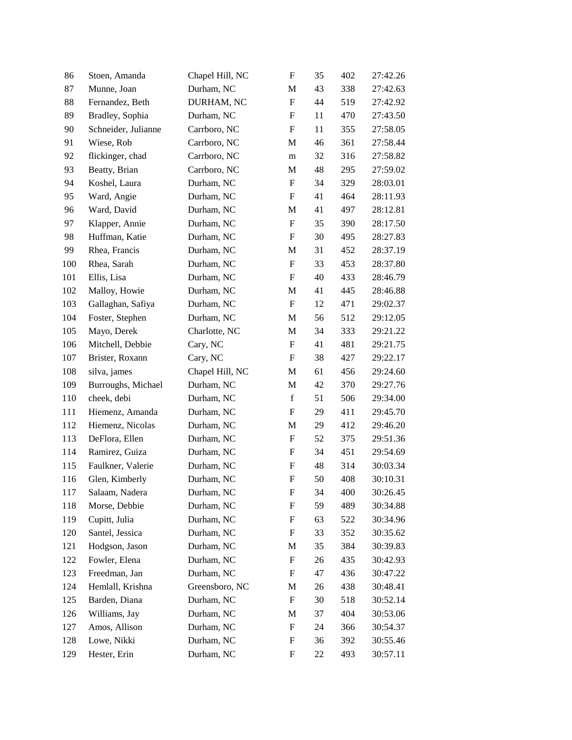| | | | | | | |
|---|---|---|---|---|---|---|
| 86 | Stoen, Amanda | Chapel Hill, NC | F | 35 | 402 | 27:42.26 |
| 87 | Munne, Joan | Durham, NC | M | 43 | 338 | 27:42.63 |
| 88 | Fernandez, Beth | DURHAM, NC | F | 44 | 519 | 27:42.92 |
| 89 | Bradley, Sophia | Durham, NC | F | 11 | 470 | 27:43.50 |
| 90 | Schneider, Julianne | Carrboro, NC | F | 11 | 355 | 27:58.05 |
| 91 | Wiese, Rob | Carrboro, NC | M | 46 | 361 | 27:58.44 |
| 92 | flickinger, chad | Carrboro, NC | m | 32 | 316 | 27:58.82 |
| 93 | Beatty, Brian | Carrboro, NC | M | 48 | 295 | 27:59.02 |
| 94 | Koshel, Laura | Durham, NC | F | 34 | 329 | 28:03.01 |
| 95 | Ward, Angie | Durham, NC | F | 41 | 464 | 28:11.93 |
| 96 | Ward, David | Durham, NC | M | 41 | 497 | 28:12.81 |
| 97 | Klapper, Annie | Durham, NC | F | 35 | 390 | 28:17.50 |
| 98 | Huffman, Katie | Durham, NC | F | 30 | 495 | 28:27.83 |
| 99 | Rhea, Francis | Durham, NC | M | 31 | 452 | 28:37.19 |
| 100 | Rhea, Sarah | Durham, NC | F | 33 | 453 | 28:37.80 |
| 101 | Ellis, Lisa | Durham, NC | F | 40 | 433 | 28:46.79 |
| 102 | Malloy, Howie | Durham, NC | M | 41 | 445 | 28:46.88 |
| 103 | Gallaghan, Safiya | Durham, NC | F | 12 | 471 | 29:02.37 |
| 104 | Foster, Stephen | Durham, NC | M | 56 | 512 | 29:12.05 |
| 105 | Mayo, Derek | Charlotte, NC | M | 34 | 333 | 29:21.22 |
| 106 | Mitchell, Debbie | Cary, NC | F | 41 | 481 | 29:21.75 |
| 107 | Brister, Roxann | Cary, NC | F | 38 | 427 | 29:22.17 |
| 108 | silva, james | Chapel Hill, NC | M | 61 | 456 | 29:24.60 |
| 109 | Burroughs, Michael | Durham, NC | M | 42 | 370 | 29:27.76 |
| 110 | cheek, debi | Durham, NC | f | 51 | 506 | 29:34.00 |
| 111 | Hiemenz, Amanda | Durham, NC | F | 29 | 411 | 29:45.70 |
| 112 | Hiemenz, Nicolas | Durham, NC | M | 29 | 412 | 29:46.20 |
| 113 | DeFlora, Ellen | Durham, NC | F | 52 | 375 | 29:51.36 |
| 114 | Ramirez, Guiza | Durham, NC | F | 34 | 451 | 29:54.69 |
| 115 | Faulkner, Valerie | Durham, NC | F | 48 | 314 | 30:03.34 |
| 116 | Glen, Kimberly | Durham, NC | F | 50 | 408 | 30:10.31 |
| 117 | Salaam, Nadera | Durham, NC | F | 34 | 400 | 30:26.45 |
| 118 | Morse, Debbie | Durham, NC | F | 59 | 489 | 30:34.88 |
| 119 | Cupitt, Julia | Durham, NC | F | 63 | 522 | 30:34.96 |
| 120 | Santel, Jessica | Durham, NC | F | 33 | 352 | 30:35.62 |
| 121 | Hodgson, Jason | Durham, NC | M | 35 | 384 | 30:39.83 |
| 122 | Fowler, Elena | Durham, NC | F | 26 | 435 | 30:42.93 |
| 123 | Freedman, Jan | Durham, NC | F | 47 | 436 | 30:47.22 |
| 124 | Hemlall, Krishna | Greensboro, NC | M | 26 | 438 | 30:48.41 |
| 125 | Barden, Diana | Durham, NC | F | 30 | 518 | 30:52.14 |
| 126 | Williams, Jay | Durham, NC | M | 37 | 404 | 30:53.06 |
| 127 | Amos, Allison | Durham, NC | F | 24 | 366 | 30:54.37 |
| 128 | Lowe, Nikki | Durham, NC | F | 36 | 392 | 30:55.46 |
| 129 | Hester, Erin | Durham, NC | F | 22 | 493 | 30:57.11 |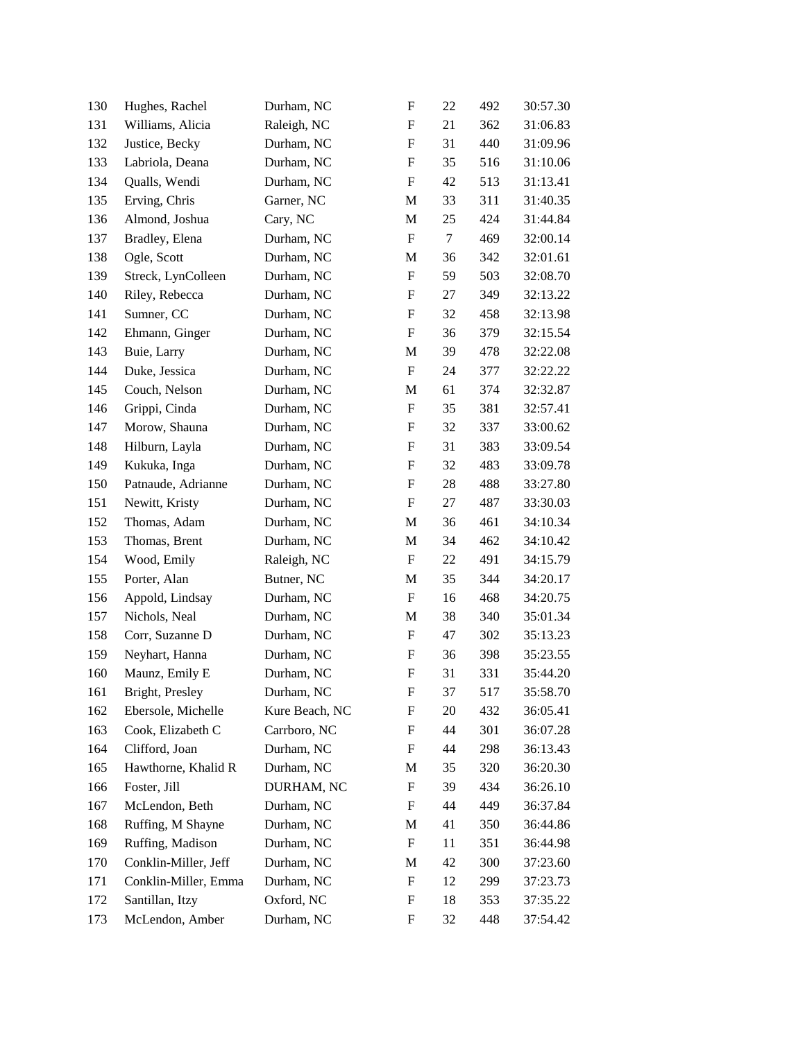| | | | | | | |
|---|---|---|---|---|---|---|
| 130 | Hughes, Rachel | Durham, NC | F | 22 | 492 | 30:57.30 |
| 131 | Williams, Alicia | Raleigh, NC | F | 21 | 362 | 31:06.83 |
| 132 | Justice, Becky | Durham, NC | F | 31 | 440 | 31:09.96 |
| 133 | Labriola, Deana | Durham, NC | F | 35 | 516 | 31:10.06 |
| 134 | Qualls, Wendi | Durham, NC | F | 42 | 513 | 31:13.41 |
| 135 | Erving, Chris | Garner, NC | M | 33 | 311 | 31:40.35 |
| 136 | Almond, Joshua | Cary, NC | M | 25 | 424 | 31:44.84 |
| 137 | Bradley, Elena | Durham, NC | F | 7 | 469 | 32:00.14 |
| 138 | Ogle, Scott | Durham, NC | M | 36 | 342 | 32:01.61 |
| 139 | Streck, LynColleen | Durham, NC | F | 59 | 503 | 32:08.70 |
| 140 | Riley, Rebecca | Durham, NC | F | 27 | 349 | 32:13.22 |
| 141 | Sumner, CC | Durham, NC | F | 32 | 458 | 32:13.98 |
| 142 | Ehmann, Ginger | Durham, NC | F | 36 | 379 | 32:15.54 |
| 143 | Buie, Larry | Durham, NC | M | 39 | 478 | 32:22.08 |
| 144 | Duke, Jessica | Durham, NC | F | 24 | 377 | 32:22.22 |
| 145 | Couch, Nelson | Durham, NC | M | 61 | 374 | 32:32.87 |
| 146 | Grippi, Cinda | Durham, NC | F | 35 | 381 | 32:57.41 |
| 147 | Morow, Shauna | Durham, NC | F | 32 | 337 | 33:00.62 |
| 148 | Hilburn, Layla | Durham, NC | F | 31 | 383 | 33:09.54 |
| 149 | Kukuka, Inga | Durham, NC | F | 32 | 483 | 33:09.78 |
| 150 | Patnaude, Adrianne | Durham, NC | F | 28 | 488 | 33:27.80 |
| 151 | Newitt, Kristy | Durham, NC | F | 27 | 487 | 33:30.03 |
| 152 | Thomas, Adam | Durham, NC | M | 36 | 461 | 34:10.34 |
| 153 | Thomas, Brent | Durham, NC | M | 34 | 462 | 34:10.42 |
| 154 | Wood, Emily | Raleigh, NC | F | 22 | 491 | 34:15.79 |
| 155 | Porter, Alan | Butner, NC | M | 35 | 344 | 34:20.17 |
| 156 | Appold, Lindsay | Durham, NC | F | 16 | 468 | 34:20.75 |
| 157 | Nichols, Neal | Durham, NC | M | 38 | 340 | 35:01.34 |
| 158 | Corr, Suzanne D | Durham, NC | F | 47 | 302 | 35:13.23 |
| 159 | Neyhart, Hanna | Durham, NC | F | 36 | 398 | 35:23.55 |
| 160 | Maunz, Emily E | Durham, NC | F | 31 | 331 | 35:44.20 |
| 161 | Bright, Presley | Durham, NC | F | 37 | 517 | 35:58.70 |
| 162 | Ebersole, Michelle | Kure Beach, NC | F | 20 | 432 | 36:05.41 |
| 163 | Cook, Elizabeth C | Carrboro, NC | F | 44 | 301 | 36:07.28 |
| 164 | Clifford, Joan | Durham, NC | F | 44 | 298 | 36:13.43 |
| 165 | Hawthorne, Khalid R | Durham, NC | M | 35 | 320 | 36:20.30 |
| 166 | Foster, Jill | DURHAM, NC | F | 39 | 434 | 36:26.10 |
| 167 | McLendon, Beth | Durham, NC | F | 44 | 449 | 36:37.84 |
| 168 | Ruffing, M Shayne | Durham, NC | M | 41 | 350 | 36:44.86 |
| 169 | Ruffing, Madison | Durham, NC | F | 11 | 351 | 36:44.98 |
| 170 | Conklin-Miller, Jeff | Durham, NC | M | 42 | 300 | 37:23.60 |
| 171 | Conklin-Miller, Emma | Durham, NC | F | 12 | 299 | 37:23.73 |
| 172 | Santillan, Itzy | Oxford, NC | F | 18 | 353 | 37:35.22 |
| 173 | McLendon, Amber | Durham, NC | F | 32 | 448 | 37:54.42 |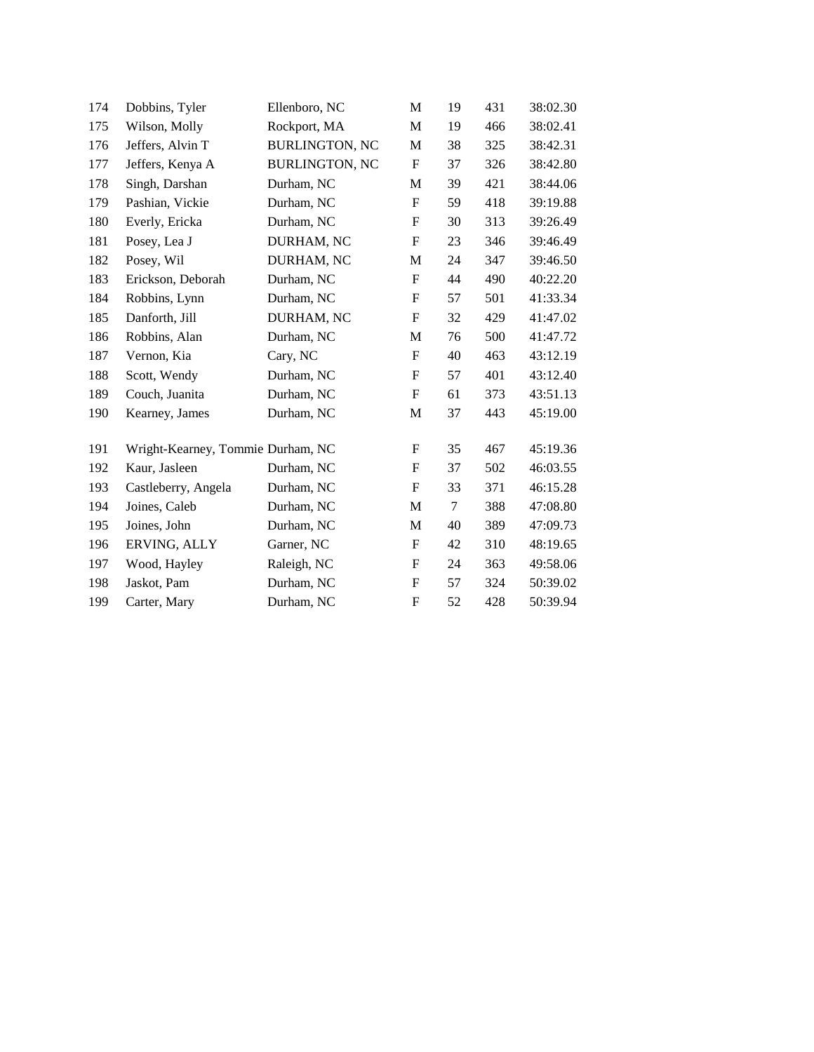| | | | | | | |
|---|---|---|---|---|---|---|
| 174 | Dobbins, Tyler | Ellenboro, NC | M | 19 | 431 | 38:02.30 |
| 175 | Wilson, Molly | Rockport, MA | M | 19 | 466 | 38:02.41 |
| 176 | Jeffers, Alvin T | BURLINGTON, NC | M | 38 | 325 | 38:42.31 |
| 177 | Jeffers, Kenya A | BURLINGTON, NC | F | 37 | 326 | 38:42.80 |
| 178 | Singh, Darshan | Durham, NC | M | 39 | 421 | 38:44.06 |
| 179 | Pashian, Vickie | Durham, NC | F | 59 | 418 | 39:19.88 |
| 180 | Everly, Ericka | Durham, NC | F | 30 | 313 | 39:26.49 |
| 181 | Posey, Lea J | DURHAM, NC | F | 23 | 346 | 39:46.49 |
| 182 | Posey, Wil | DURHAM, NC | M | 24 | 347 | 39:46.50 |
| 183 | Erickson, Deborah | Durham, NC | F | 44 | 490 | 40:22.20 |
| 184 | Robbins, Lynn | Durham, NC | F | 57 | 501 | 41:33.34 |
| 185 | Danforth, Jill | DURHAM, NC | F | 32 | 429 | 41:47.02 |
| 186 | Robbins, Alan | Durham, NC | M | 76 | 500 | 41:47.72 |
| 187 | Vernon, Kia | Cary, NC | F | 40 | 463 | 43:12.19 |
| 188 | Scott, Wendy | Durham, NC | F | 57 | 401 | 43:12.40 |
| 189 | Couch, Juanita | Durham, NC | F | 61 | 373 | 43:51.13 |
| 190 | Kearney, James | Durham, NC | M | 37 | 443 | 45:19.00 |
| 191 | Wright-Kearney, Tommie | Durham, NC | F | 35 | 467 | 45:19.36 |
| 192 | Kaur, Jasleen | Durham, NC | F | 37 | 502 | 46:03.55 |
| 193 | Castleberry, Angela | Durham, NC | F | 33 | 371 | 46:15.28 |
| 194 | Joines, Caleb | Durham, NC | M | 7 | 388 | 47:08.80 |
| 195 | Joines, John | Durham, NC | M | 40 | 389 | 47:09.73 |
| 196 | ERVING, ALLY | Garner, NC | F | 42 | 310 | 48:19.65 |
| 197 | Wood, Hayley | Raleigh, NC | F | 24 | 363 | 49:58.06 |
| 198 | Jaskot, Pam | Durham, NC | F | 57 | 324 | 50:39.02 |
| 199 | Carter, Mary | Durham, NC | F | 52 | 428 | 50:39.94 |